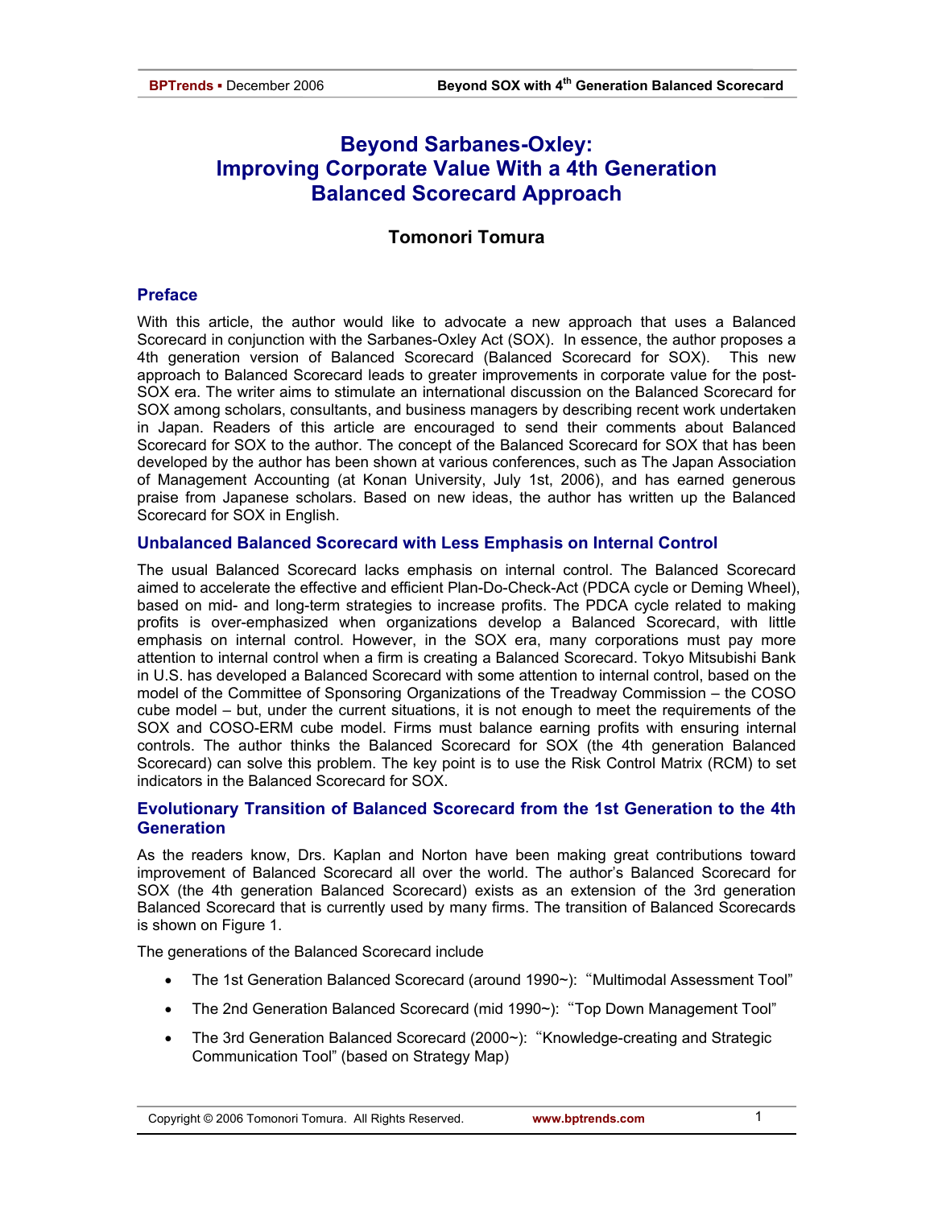# Beyond Sarbanes-Oxley: Improving Corporate Value With a 4th Generation Balanced Scorecard Approach

**Tomonori Tomura**

## Preface

With this article, the author would like to advocate a new approach that uses a Balanced Scorecard in conjunction with the Sarbanes-Oxley Act (SOX). In essence, the author proposes a 4th generation version of Balanced Scorecard (Balanced Scorecard for SOX). This new approach to Balanced Scorecard leads to greater improvements in corporate value for the post-SOX era. The writer aims to stimulate an international discussion on the Balanced Scorecard for SOX among scholars, consultants, and business managers by describing recent work undertaken in Japan. Readers of this article are encouraged to send their comments about Balanced Scorecard for SOX to the author. The concept of the Balanced Scorecard for SOX that has been developed by the author has been shown at various conferences, such as The Japan Association of Management Accounting (at Konan University, July 1st, 2006), and has earned generous praise from Japanese scholars. Based on new ideas, the author has written up the Balanced Scorecard for SOX in English.

## Unbalanced Balanced Scorecard with Less Emphasis on Internal Control

The usual Balanced Scorecard lacks emphasis on internal control. The Balanced Scorecard aimed to accelerate the effective and efficient Plan-Do-Check-Act (PDCA cycle or Deming Wheel), based on mid- and long-term strategies to increase profits. The PDCA cycle related to making profits is over-emphasized when organizations develop a Balanced Scorecard, with little emphasis on internal control. However, in the SOX era, many corporations must pay more attention to internal control when a firm is creating a Balanced Scorecard. Tokyo Mitsubishi Bank in U.S. has developed a Balanced Scorecard with some attention to internal control, based on the model of the Committee of Sponsoring Organizations of the Treadway Commission – the COSO cube model – but, under the current situations, it is not enough to meet the requirements of the SOX and COSO-ERM cube model. Firms must balance earning profits with ensuring internal controls. The author thinks the Balanced Scorecard for SOX (the 4th generation Balanced Scorecard) can solve this problem. The key point is to use the Risk Control Matrix (RCM) to set indicators in the Balanced Scorecard for SOX.

## Evolutionary Transition of Balanced Scorecard from the 1st Generation to the 4th Generation

As the readers know, Drs. Kaplan and Norton have been making great contributions toward improvement of Balanced Scorecard all over the world. The author's Balanced Scorecard for SOX (the 4th generation Balanced Scorecard) exists as an extension of the 3rd generation Balanced Scorecard that is currently used by many firms. The transition of Balanced Scorecards is shown on Figure 1.

The generations of the Balanced Scorecard include

- The 1st Generation Balanced Scorecard (around 1990~): "Multimodal Assessment Tool"
- The 2nd Generation Balanced Scorecard (mid 1990~): "Top Down Management Tool"
- The 3rd Generation Balanced Scorecard (2000~): "Knowledge-creating and Strategic Communication Tool" (based on Strategy Map)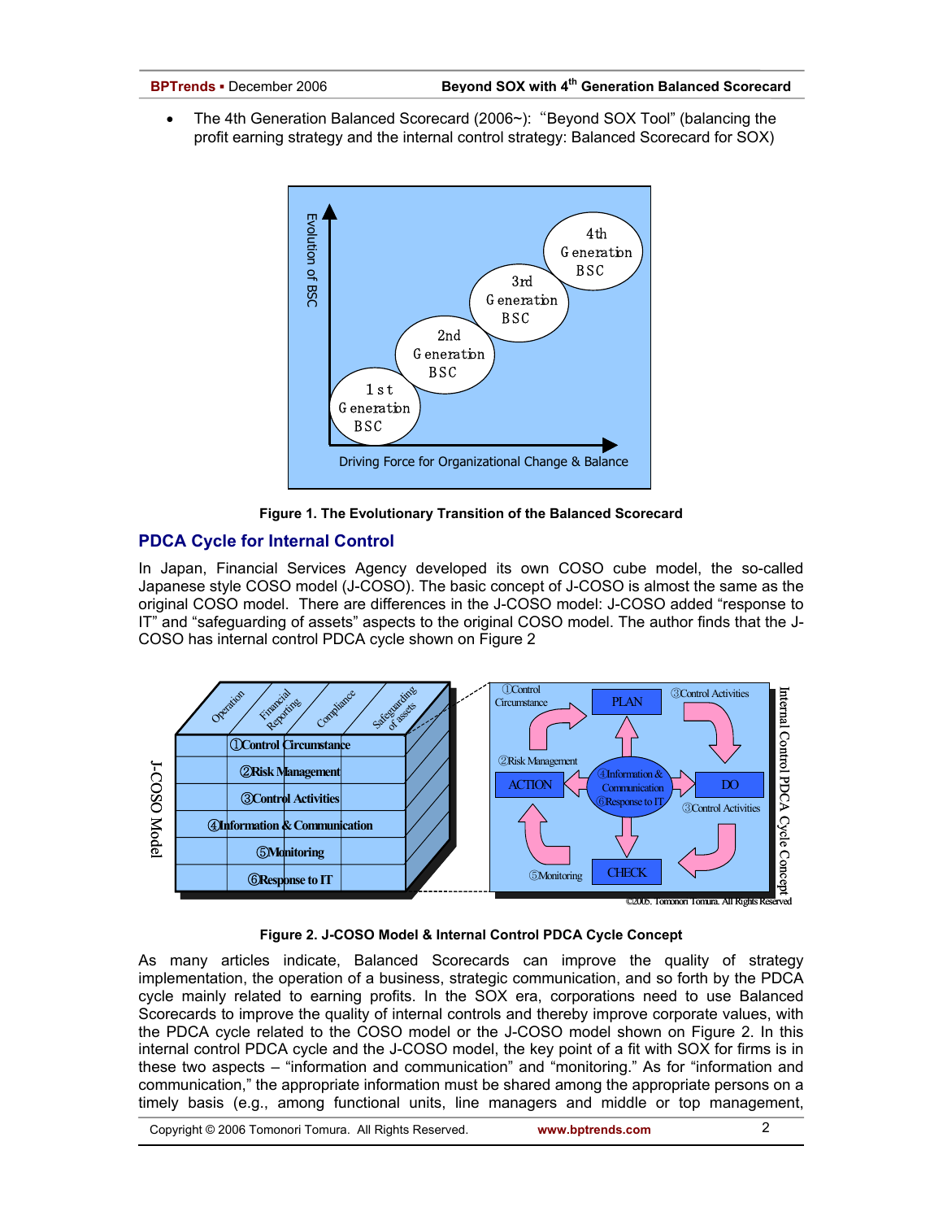- The 4th Generation Balanced Scorecard (2006~): "Beyond SOX Tool" (balancing the profit earning strategy and the internal control strategy: Balanced Scorecard for SOX)

Figure 1. The Evolutionary Transition of the Balanced Scorecard

## PDCA Cycle for Internal Control

In Japan, Financial Services Agency developed its own COSO cube model, the so-called Japanese style COSO model (J-COSO). The basic concept of J-COSO is almost the same as the original COSO model. There are differences in the J-COSO model: J-COSO added "response to IT" and "safeguarding of assets" aspects to the original COSO model. The author finds that the J-COSO has internal control PDCA cycle shown on Figure 2

Figure 2. J-COSO Model & Internal Control PDCA Cycle Concept

As many articles indicate, Balanced Scorecards can improve the quality of strategy implementation, the operation of a business, strategic communication, and so forth by the PDCA cycle mainly related to earning profits. In the SOX era, corporations need to use Balanced Scorecards to improve the quality of internal controls and thereby improve corporate values, with the PDCA cycle related to the COSO model or the J-COSO model shown on Figure 2. In this internal control PDCA cycle and the J-COSO model, the key point of a fit with SOX for firms is in these two aspects – "information and communication" and "monitoring." As for "information and communication," the appropriate information must be shared among the appropriate persons on a timely basis (e.g., among functional units, line managers and middle or top management,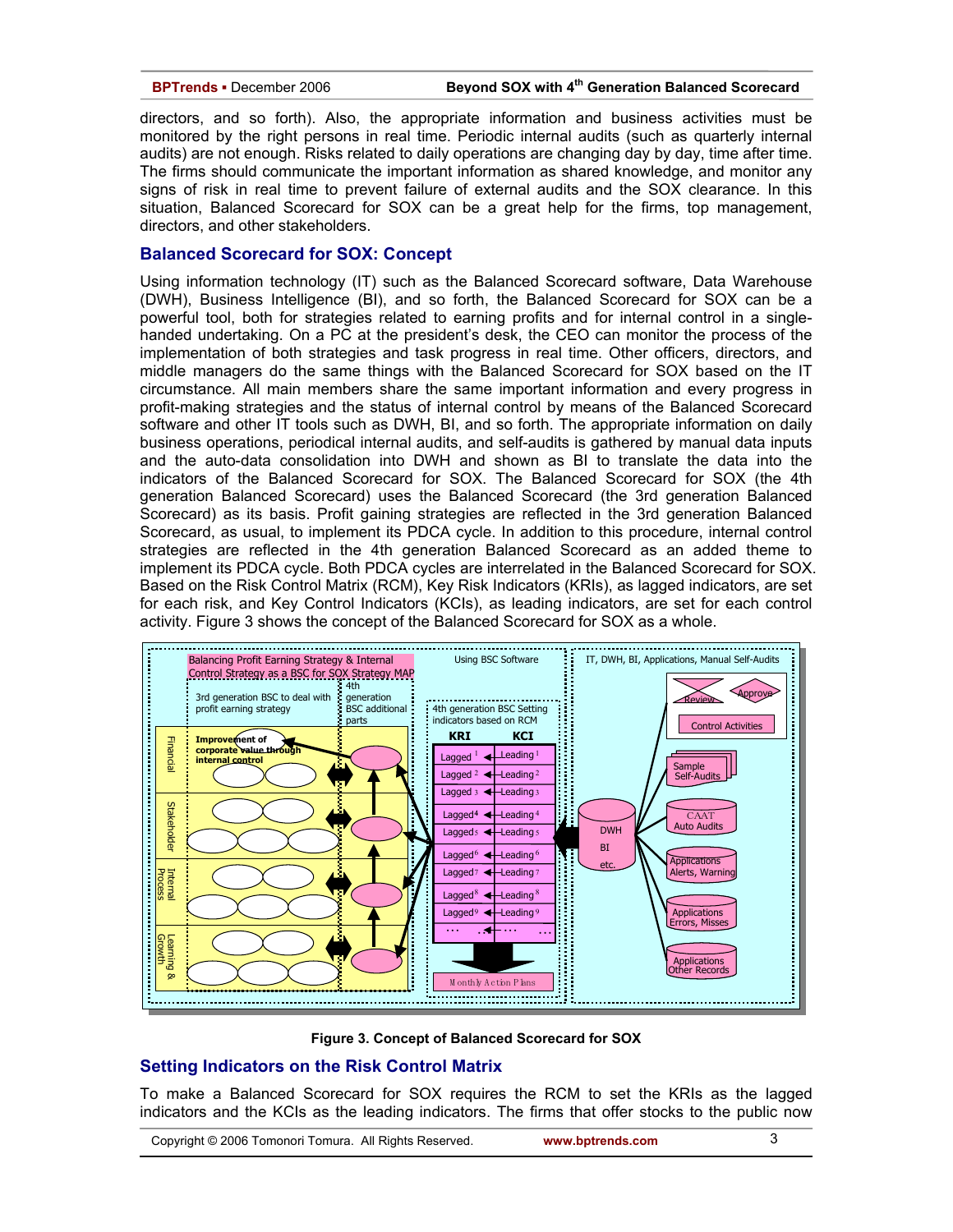directors, and so forth). Also, the appropriate information and business activities must be monitored by the right persons in real time. Periodic internal audits (such as quarterly internal audits) are not enough. Risks related to daily operations are changing day by day, time after time. The firms should communicate the important information as shared knowledge, and monitor any signs of risk in real time to prevent failure of external audits and the SOX clearance. In this situation, Balanced Scorecard for SOX can be a great help for the firms, top management, directors, and other stakeholders.

## Balanced Scorecard for SOX: Concept

Using information technology (IT) such as the Balanced Scorecard software, Data Warehouse (DWH), Business Intelligence (BI), and so forth, the Balanced Scorecard for SOX can be a powerful tool, both for strategies related to earning profits and for internal control in a single-handed undertaking. On a PC at the president's desk, the CEO can monitor the process of the implementation of both strategies and task progress in real time. Other officers, directors, and middle managers do the same things with the Balanced Scorecard for SOX based on the IT circumstance. All main members share the same important information and every progress in profit-making strategies and the status of internal control by means of the Balanced Scorecard software and other IT tools such as DWH, BI, and so forth. The appropriate information on daily business operations, periodical internal audits, and self-audits is gathered by manual data inputs and the auto-data consolidation into DWH and shown as BI to translate the data into the indicators of the Balanced Scorecard for SOX. The Balanced Scorecard for SOX (the 4th generation Balanced Scorecard) uses the Balanced Scorecard (the 3rd generation Balanced Scorecard) as its basis. Profit gaining strategies are reflected in the 3rd generation Balanced Scorecard, as usual, to implement its PDCA cycle. In addition to this procedure, internal control strategies are reflected in the 4th generation Balanced Scorecard as an added theme to implement its PDCA cycle. Both PDCA cycles are interrelated in the Balanced Scorecard for SOX. Based on the Risk Control Matrix (RCM), Key Risk Indicators (KRIs), as lagged indicators, are set for each risk, and Key Control Indicators (KCIs), as leading indicators, are set for each control activity. Figure 3 shows the concept of the Balanced Scorecard for SOX as a whole.

**Figure 3. Concept of Balanced Scorecard for SOX**

## Setting Indicators on the Risk Control Matrix

To make a Balanced Scorecard for SOX requires the RCM to set the KRIs as the lagged indicators and the KCIs as the leading indicators. The firms that offer stocks to the public now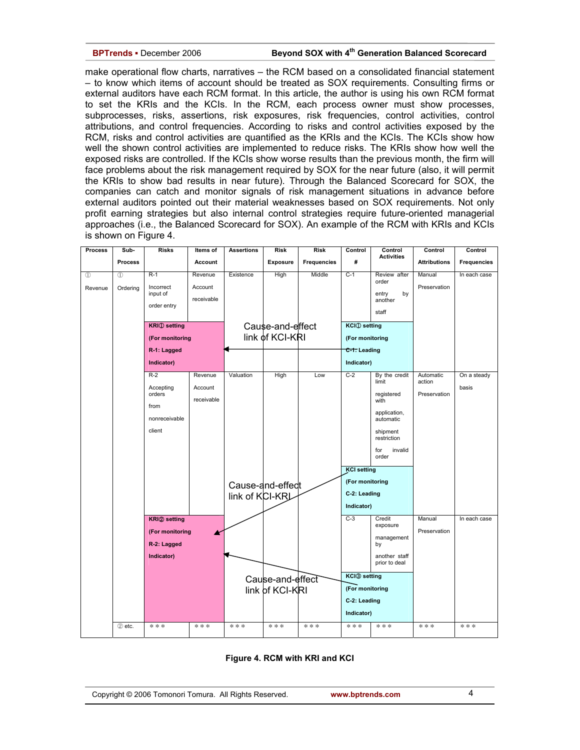make operational flow charts, narratives – the RCM based on a consolidated financial statement – to know which items of account should be treated as SOX requirements. Consulting firms or external auditors have each RCM format. In this article, the author is using his own RCM format to set the KRIs and the KCIs. In the RCM, each process owner must show processes, subprocesses, risks, assertions, risk exposures, risk frequencies, control activities, control attributions, and control frequencies. According to risks and control activities exposed by the RCM, risks and control activities are quantified as the KRIs and the KCIs. The KCIs show how well the shown control activities are implemented to reduce risks. The KRIs show how well the exposed risks are controlled. If the KCIs show worse results than the previous month, the firm will face problems about the risk management required by SOX for the near future (also, it will permit the KRIs to show bad results in near future). Through the Balanced Scorecard for SOX, the companies can catch and monitor signals of risk management situations in advance before external auditors pointed out their material weaknesses based on SOX requirements. Not only profit earning strategies but also internal control strategies require future-oriented managerial approaches (i.e., the Balanced Scorecard for SOX). An example of the RCM with KRIs and KCIs is shown on Figure 4.

| Process | Sub-Process | Risks | Items of Account | Assertions | Risk Exposure | Risk Frequencies | Control # | Control Activities | Control Attributions | Control Frequencies |
|---|---|---|---|---|---|---|---|---|---|---|
| ① Revenue | ① Ordering | R-1 Incorrect input of order entry | Revenue Account receivable | Existence | High | Middle | C-1 | Review after order entry by another staff | Manual Preservation | In each case |
| | | **KRI① setting (For monitoring R-1: Lagged Indicator)** | | Cause-and-effect link of KCI-KRI | | | **KCI① setting (For monitoring C-1: Leading Indicator)** | | | |
| | | R-2 Accepting orders from nonreceivable client | Revenue Account receivable | Valuation | High | Low | C-2 | By the credit limit registered with application, automatic shipment restriction for invalid order | Automatic action Preservation | On a steady basis |
| | | | | Cause-and-effect link of KCI-KRI | | | **KCI setting (For monitoring C-2: Leading Indicator)** | | | |
| | | **KRI② setting (For monitoring R-2: Lagged Indicator)** | | | | | C-3 | Credit exposure management by another staff prior to deal | Manual Preservation | In each case |
| | | | | Cause-and-effect link of KCI-KRI | | | **KCI③ setting (For monitoring C-2: Leading Indicator)** | | | |
| | ② etc. | *** | *** | *** | *** | *** | *** | *** | *** | *** |

**Figure 4. RCM with KRI and KCI**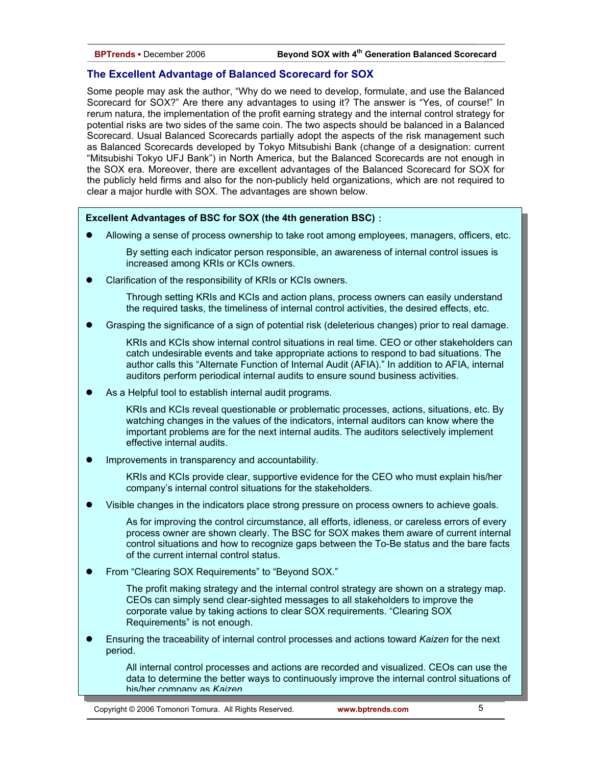## The Excellent Advantage of Balanced Scorecard for SOX

Some people may ask the author, "Why do we need to develop, formulate, and use the Balanced Scorecard for SOX?" Are there any advantages to using it? The answer is "Yes, of course!" In rerum natura, the implementation of the profit earning strategy and the internal control strategy for potential risks are two sides of the same coin. The two aspects should be balanced in a Balanced Scorecard. Usual Balanced Scorecards partially adopt the aspects of the risk management such as Balanced Scorecards developed by Tokyo Mitsubishi Bank (change of a designation: current "Mitsubishi Tokyo UFJ Bank") in North America, but the Balanced Scorecards are not enough in the SOX era. Moreover, there are excellent advantages of the Balanced Scorecard for SOX for the publicly held firms and also for the non-publicly held organizations, which are not required to clear a major hurdle with SOX. The advantages are shown below.

**Excellent Advantages of BSC for SOX (the 4th generation BSC)：**

- Allowing a sense of process ownership to take root among employees, managers, officers, etc.

  By setting each indicator person responsible, an awareness of internal control issues is increased among KRIs or KCIs owners.

- Clarification of the responsibility of KRIs or KCIs owners.

  Through setting KRIs and KCIs and action plans, process owners can easily understand the required tasks, the timeliness of internal control activities, the desired effects, etc.

- Grasping the significance of a sign of potential risk (deleterious changes) prior to real damage.

  KRIs and KCIs show internal control situations in real time. CEO or other stakeholders can catch undesirable events and take appropriate actions to respond to bad situations. The author calls this "Alternate Function of Internal Audit (AFIA)." In addition to AFIA, internal auditors perform periodical internal audits to ensure sound business activities.

- As a Helpful tool to establish internal audit programs.

  KRIs and KCIs reveal questionable or problematic processes, actions, situations, etc. By watching changes in the values of the indicators, internal auditors can know where the important problems are for the next internal audits. The auditors selectively implement effective internal audits.

- Improvements in transparency and accountability.

  KRIs and KCIs provide clear, supportive evidence for the CEO who must explain his/her company's internal control situations for the stakeholders.

- Visible changes in the indicators place strong pressure on process owners to achieve goals.

  As for improving the control circumstance, all efforts, idleness, or careless errors of every process owner are shown clearly. The BSC for SOX makes them aware of current internal control situations and how to recognize gaps between the To-Be status and the bare facts of the current internal control status.

- From "Clearing SOX Requirements" to "Beyond SOX."

  The profit making strategy and the internal control strategy are shown on a strategy map. CEOs can simply send clear-sighted messages to all stakeholders to improve the corporate value by taking actions to clear SOX requirements. "Clearing SOX Requirements" is not enough.

- Ensuring the traceability of internal control processes and actions toward *Kaizen* for the next period.

  All internal control processes and actions are recorded and visualized. CEOs can use the data to determine the better ways to continuously improve the internal control situations of his/her company as *Kaizen*.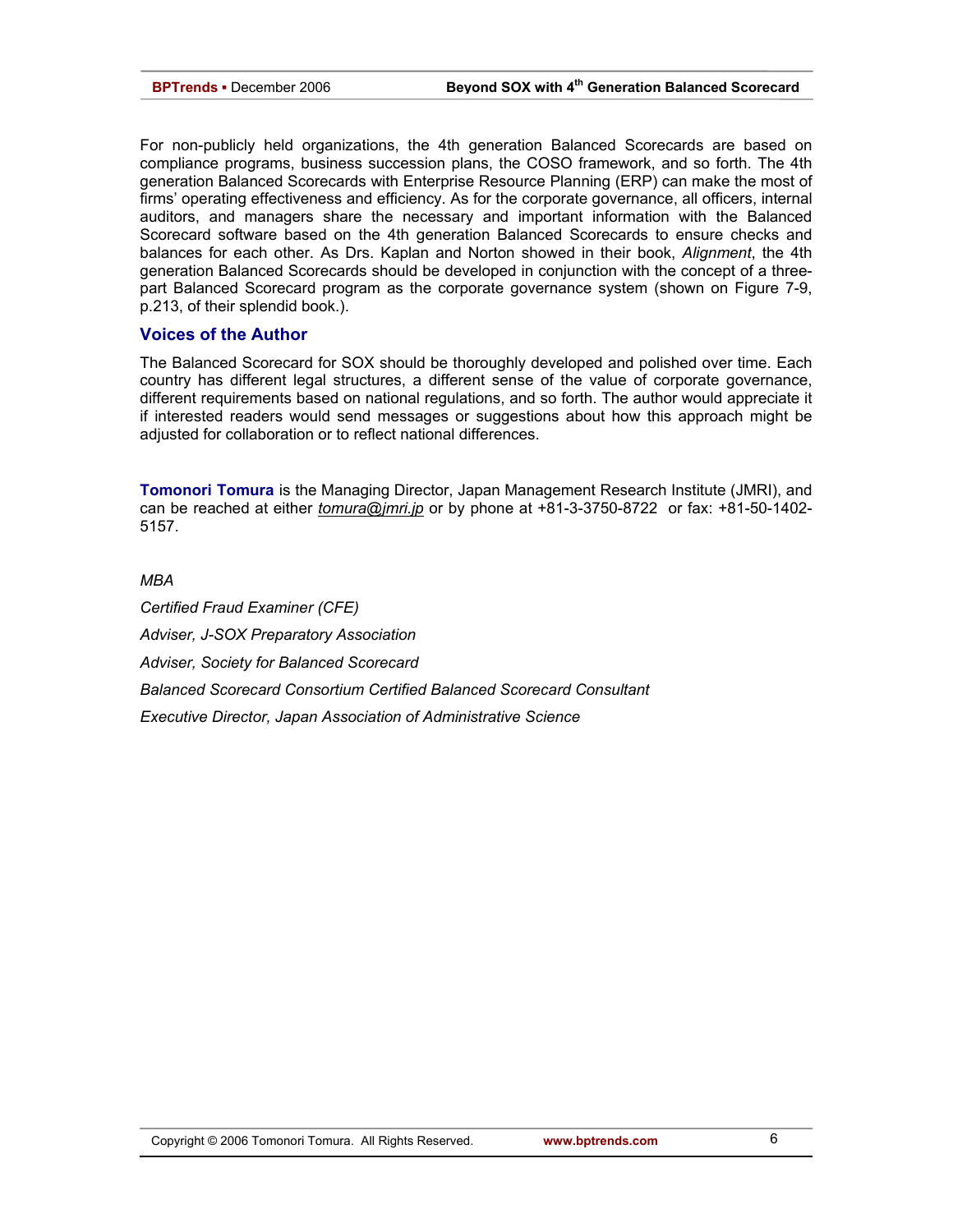For non-publicly held organizations, the 4th generation Balanced Scorecards are based on compliance programs, business succession plans, the COSO framework, and so forth. The 4th generation Balanced Scorecards with Enterprise Resource Planning (ERP) can make the most of firms' operating effectiveness and efficiency. As for the corporate governance, all officers, internal auditors, and managers share the necessary and important information with the Balanced Scorecard software based on the 4th generation Balanced Scorecards to ensure checks and balances for each other. As Drs. Kaplan and Norton showed in their book, *Alignment*, the 4th generation Balanced Scorecards should be developed in conjunction with the concept of a three-part Balanced Scorecard program as the corporate governance system (shown on Figure 7-9, p.213, of their splendid book.).

## Voices of the Author

The Balanced Scorecard for SOX should be thoroughly developed and polished over time. Each country has different legal structures, a different sense of the value of corporate governance, different requirements based on national regulations, and so forth. The author would appreciate it if interested readers would send messages or suggestions about how this approach might be adjusted for collaboration or to reflect national differences.

**Tomonori Tomura** is the Managing Director, Japan Management Research Institute (JMRI), and can be reached at either *tomura@jmri.jp* or by phone at +81-3-3750-8722 or fax: +81-50-1402-5157.

*MBA*

*Certified Fraud Examiner (CFE)*

*Adviser, J-SOX Preparatory Association*

*Adviser, Society for Balanced Scorecard*

*Balanced Scorecard Consortium Certified Balanced Scorecard Consultant*

*Executive Director, Japan Association of Administrative Science*